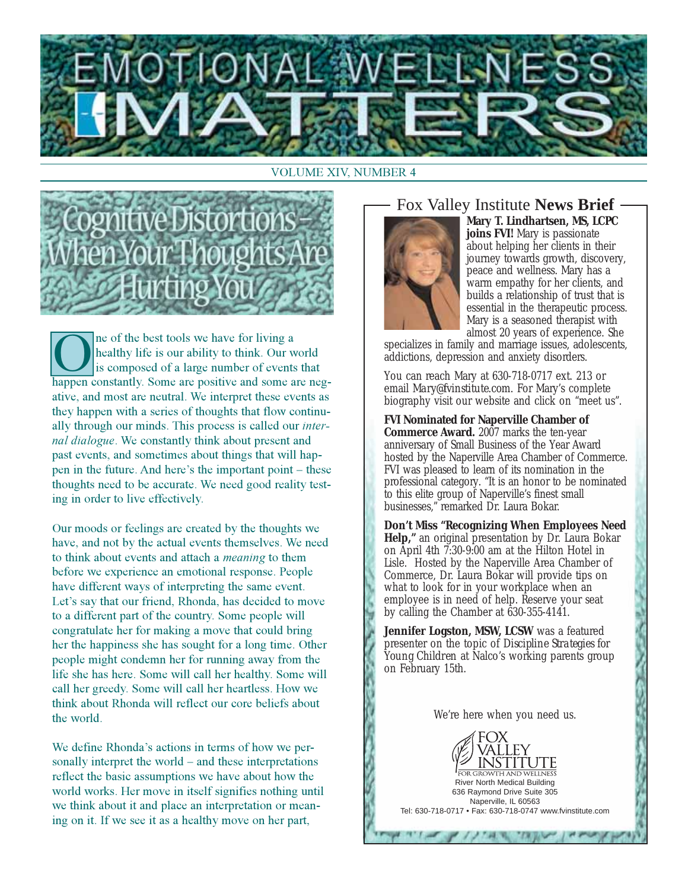# EMOTIONAL WELLNESS MATTERS

VOLUME XIV, NUMBER 4

## Cognitive Distortions – When Your Thoughts Are Hurting You

One of the best tools we have for living a healthy life is our ability to think. Our world is composed of a large number of events that happen constantly. Some are positive and some are negative, and most are neutral. We interpret these events as they happen with a series of thoughts that flow continually through our minds. This process is called our *internal dialogue*. We constantly think about present and past events, and sometimes about things that will happen in the future. And here's the important point – these thoughts need to be accurate. We need good reality testing in order to live effectively.

Our moods or feelings are created by the thoughts we have, and not by the actual events themselves. We need to think about events and attach a *meaning* to them before we experience an emotional response. People have different ways of interpreting the same event. Let's say that our friend, Rhonda, has decided to move to a different part of the country. Some people will congratulate her for making a move that could bring her the happiness she has sought for a long time. Other people might condemn her for running away from the life she has here. Some will call her healthy. Some will call her greedy. Some will call her heartless. How we think about Rhonda will reflect our core beliefs about the world.

We define Rhonda's actions in terms of how we personally interpret the world – and these interpretations reflect the basic assumptions we have about how the world works. Her move in itself signifies nothing until we think about it and place an interpretation or meaning on it. If we see it as a healthy move on her part,

## Fox Valley Institute **News Brief**

**Mary T. Lindhartsen, MS, LCPC joins FVI!** Mary is passionate about helping her clients in their journey towards growth, discovery, peace and wellness. Mary has a warm empathy for her clients, and builds a relationship of trust that is essential in the therapeutic process. Mary is a seasoned therapist with almost 20 years of experience. She specializes in family and marriage issues, adolescents, addictions, depression and anxiety disorders.

You can reach Mary at 630-718-0717 ext. 213 or email Mary@fvinstitute.com. For Mary's complete biography visit our website and click on "meet us".

**FVI Nominated for Naperville Chamber of Commerce Award.** 2007 marks the ten-year anniversary of Small Business of the Year Award hosted by the Naperville Area Chamber of Commerce. FVI was pleased to learn of its nomination in the professional category. "It is an honor to be nominated to this elite group of Naperville's finest small businesses," remarked Dr. Laura Bokar.

**Don't Miss "Recognizing When Employees Need Help,"** an original presentation by Dr. Laura Bokar on April 4th 7:30-9:00 am at the Hilton Hotel in Lisle. Hosted by the Naperville Area Chamber of Commerce, Dr. Laura Bokar will provide tips on what to look for in your workplace when an employee is in need of help. Reserve your seat by calling the Chamber at 630-355-4141.

**Jennifer Logston, MSW, LCSW** was a featured presenter on the topic of *Discipline Strategies* for Young Children at Nalco's working parents group on February 15th.

We're here when you need us.

FOX VALLEY INSTITUTE
FOR GROWTH AND WELLNESS
River North Medical Building
636 Raymond Drive Suite 305
Naperville, IL 60563
Tel: 630-718-0717 • Fax: 630-718-0747 www.fvinstitute.com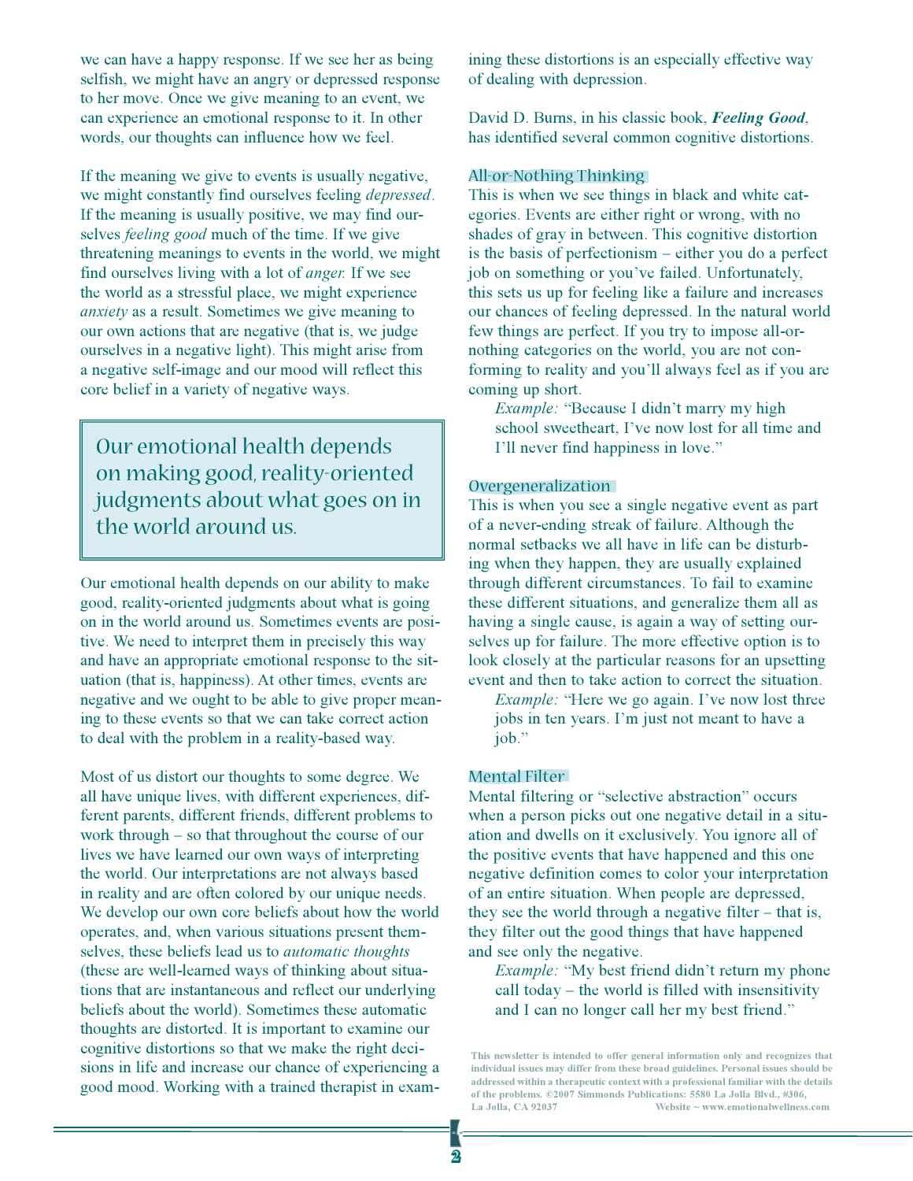we can have a happy response. If we see her as being selfish, we might have an angry or depressed response to her move. Once we give meaning to an event, we can experience an emotional response to it. In other words, our thoughts can influence how we feel.

If the meaning we give to events is usually negative, we might constantly find ourselves feeling *depressed*. If the meaning is usually positive, we may find ourselves *feeling good* much of the time. If we give threatening meanings to events in the world, we might find ourselves living with a lot of *anger.* If we see the world as a stressful place, we might experience *anxiety* as a result. Sometimes we give meaning to our own actions that are negative (that is, we judge ourselves in a negative light). This might arise from a negative self-image and our mood will reflect this core belief in a variety of negative ways.

> Our emotional health depends on making good, reality-oriented judgments about what goes on in the world around us.

Our emotional health depends on our ability to make good, reality-oriented judgments about what is going on in the world around us. Sometimes events are positive. We need to interpret them in precisely this way and have an appropriate emotional response to the situation (that is, happiness). At other times, events are negative and we ought to be able to give proper meaning to these events so that we can take correct action to deal with the problem in a reality-based way.

Most of us distort our thoughts to some degree. We all have unique lives, with different experiences, different parents, different friends, different problems to work through – so that throughout the course of our lives we have learned our own ways of interpreting the world. Our interpretations are not always based in reality and are often colored by our unique needs. We develop our own core beliefs about how the world operates, and, when various situations present themselves, these beliefs lead us to *automatic thoughts* (these are well-learned ways of thinking about situations that are instantaneous and reflect our underlying beliefs about the world). Sometimes these automatic thoughts are distorted. It is important to examine our cognitive distortions so that we make the right decisions in life and increase our chance of experiencing a good mood. Working with a trained therapist in examining these distortions is an especially effective way of dealing with depression.

David D. Burns, in his classic book, ***Feeling Good***, has identified several common cognitive distortions.

### All-or-Nothing Thinking

This is when we see things in black and white categories. Events are either right or wrong, with no shades of gray in between. This cognitive distortion is the basis of perfectionism – either you do a perfect job on something or you've failed. Unfortunately, this sets us up for feeling like a failure and increases our chances of feeling depressed. In the natural world few things are perfect. If you try to impose all-or-nothing categories on the world, you are not conforming to reality and you'll always feel as if you are coming up short.

*Example:* "Because I didn't marry my high school sweetheart, I've now lost for all time and I'll never find happiness in love."

### Overgeneralization

This is when you see a single negative event as part of a never-ending streak of failure. Although the normal setbacks we all have in life can be disturbing when they happen, they are usually explained through different circumstances. To fail to examine these different situations, and generalize them all as having a single cause, is again a way of setting ourselves up for failure. The more effective option is to look closely at the particular reasons for an upsetting event and then to take action to correct the situation.

*Example:* "Here we go again. I've now lost three jobs in ten years. I'm just not meant to have a job."

### Mental Filter

Mental filtering or "selective abstraction" occurs when a person picks out one negative detail in a situation and dwells on it exclusively. You ignore all of the positive events that have happened and this one negative definition comes to color your interpretation of an entire situation. When people are depressed, they see the world through a negative filter – that is, they filter out the good things that have happened and see only the negative.

*Example:* "My best friend didn't return my phone call today – the world is filled with insensitivity and I can no longer call her my best friend."

**This newsletter is intended to offer general information only and recognizes that individual issues may differ from these broad guidelines. Personal issues should be addressed within a therapeutic context with a professional familiar with the details of the problems. ©2007 Simmonds Publications: 5580 La Jolla Blvd., #306, La Jolla, CA 92037 Website ~ www.emotionalwellness.com**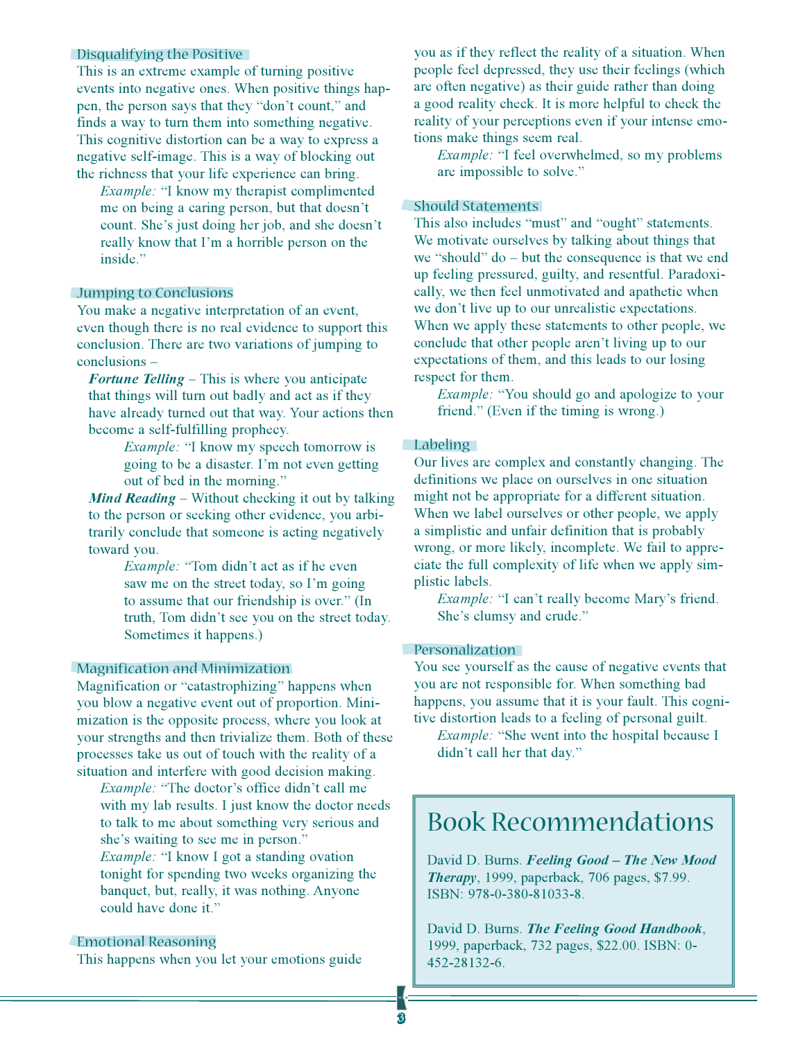### Disqualifying the Positive

This is an extreme example of turning positive events into negative ones. When positive things happen, the person says that they "don't count," and finds a way to turn them into something negative. This cognitive distortion can be a way to express a negative self-image. This is a way of blocking out the richness that your life experience can bring.

> *Example:* "I know my therapist complimented me on being a caring person, but that doesn't count. She's just doing her job, and she doesn't really know that I'm a horrible person on the inside."

### Jumping to Conclusions

You make a negative interpretation of an event, even though there is no real evidence to support this conclusion. There are two variations of jumping to conclusions –

***Fortune Telling*** – This is where you anticipate that things will turn out badly and act as if they have already turned out that way. Your actions then become a self-fulfilling prophecy.

> *Example:* "I know my speech tomorrow is going to be a disaster. I'm not even getting out of bed in the morning."

***Mind Reading*** – Without checking it out by talking to the person or seeking other evidence, you arbitrarily conclude that someone is acting negatively toward you.

> *Example:* "Tom didn't act as if he even saw me on the street today, so I'm going to assume that our friendship is over." (In truth, Tom didn't see you on the street today. Sometimes it happens.)

### Magnification and Minimization

Magnification or "catastrophizing" happens when you blow a negative event out of proportion. Minimization is the opposite process, where you look at your strengths and then trivialize them. Both of these processes take us out of touch with the reality of a situation and interfere with good decision making.

> *Example:* "The doctor's office didn't call me with my lab results. I just know the doctor needs to talk to me about something very serious and she's waiting to see me in person."
>
> *Example:* "I know I got a standing ovation tonight for spending two weeks organizing the banquet, but, really, it was nothing. Anyone could have done it."

### Emotional Reasoning

This happens when you let your emotions guide you as if they reflect the reality of a situation. When people feel depressed, they use their feelings (which are often negative) as their guide rather than doing a good reality check. It is more helpful to check the reality of your perceptions even if your intense emotions make things seem real.

> *Example:* "I feel overwhelmed, so my problems are impossible to solve."

### Should Statements

This also includes "must" and "ought" statements. We motivate ourselves by talking about things that we "should" do – but the consequence is that we end up feeling pressured, guilty, and resentful. Paradoxically, we then feel unmotivated and apathetic when we don't live up to our unrealistic expectations. When we apply these statements to other people, we conclude that other people aren't living up to our expectations of them, and this leads to our losing respect for them.

> *Example:* "You should go and apologize to your friend." (Even if the timing is wrong.)

### Labeling

Our lives are complex and constantly changing. The definitions we place on ourselves in one situation might not be appropriate for a different situation. When we label ourselves or other people, we apply a simplistic and unfair definition that is probably wrong, or more likely, incomplete. We fail to appreciate the full complexity of life when we apply simplistic labels.

> *Example:* "I can't really become Mary's friend. She's clumsy and crude."

### Personalization

You see yourself as the cause of negative events that you are not responsible for. When something bad happens, you assume that it is your fault. This cognitive distortion leads to a feeling of personal guilt.

> *Example:* "She went into the hospital because I didn't call her that day."

## Book Recommendations

David D. Burns. ***Feeling Good – The New Mood Therapy***, 1999, paperback, 706 pages, $7.99. ISBN: 978-0-380-81033-8.

David D. Burns. ***The Feeling Good Handbook***, 1999, paperback, 732 pages, $22.00. ISBN: 0-452-28132-6.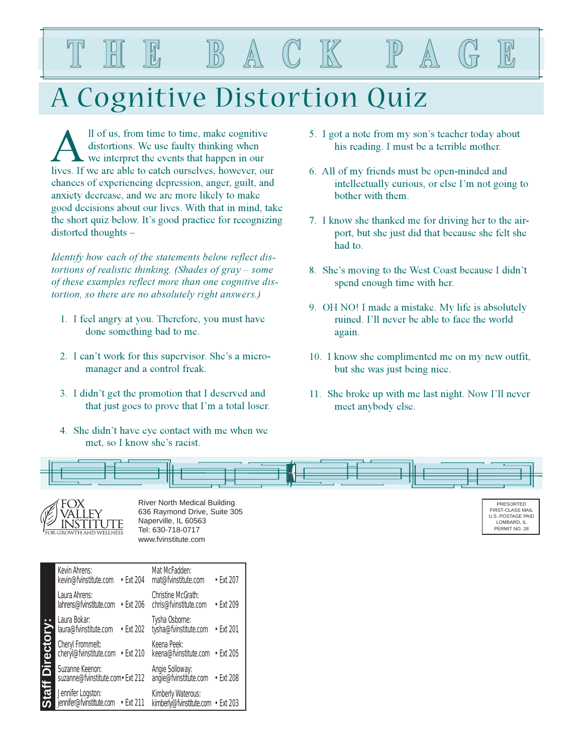# THE BACK PAGE

## A Cognitive Distortion Quiz

All of us, from time to time, make cognitive distortions. We use faulty thinking when we interpret the events that happen in our lives. If we are able to catch ourselves, however, our chances of experiencing depression, anger, guilt, and anxiety decrease, and we are more likely to make good decisions about our lives. With that in mind, take the short quiz below. It's good practice for recognizing distorted thoughts –

*Identify how each of the statements below reflect distortions of realistic thinking. (Shades of gray – some of these examples reflect more than one cognitive distortion, so there are no absolutely right answers.)*

1. I feel angry at you. Therefore, you must have done something bad to me.
2. I can't work for this supervisor. She's a micromanager and a control freak.
3. I didn't get the promotion that I deserved and that just goes to prove that I'm a total loser.
4. She didn't have eye contact with me when we met, so I know she's racist.
5. I got a note from my son's teacher today about his reading. I must be a terrible mother.
6. All of my friends must be open-minded and intellectually curious, or else I'm not going to bother with them.
7. I know she thanked me for driving her to the airport, but she just did that because she felt she had to.
8. She's moving to the West Coast because I didn't spend enough time with her.
9. OH NO! I made a mistake. My life is absolutely ruined. I'll never be able to face the world again.
10. I know she complimented me on my new outfit, but she was just being nice.
11. She broke up with me last night. Now I'll never meet anybody else.

FOX VALLEY INSTITUTE
FOR GROWTH AND WELLNESS

River North Medical Building
636 Raymond Drive, Suite 305
Naperville, IL 60563
Tel: 630-718-0717
www.fvinstitute.com

PRESORTED
FIRST-CLASS MAIL
U.S. POSTAGE PAID
LOMBARD, IL
PERMIT NO. 28

**Staff Directory:**

| | |
|---|---|
| Kevin Ahrens: kevin@fvinstitute.com • Ext 204 | Mat McFadden: mat@fvinstitute.com • Ext 207 |
| Laura Ahrens: lahrens@fvinstitute.com • Ext 206 | Christine McGrath: chris@fvinstitute.com • Ext 209 |
| Laura Bokar: laura@fvinstitute.com • Ext 202 | Tysha Osborne: tysha@fvinstitute.com • Ext 201 |
| Cheryl Frommelt: cheryl@fvinstitute.com • Ext 210 | Keena Peek: keena@fvinstitute.com • Ext 205 |
| Suzanne Keenon: suzanne@fvinstitute.com • Ext 212 | Angie Solloway: angie@fvinstitute.com • Ext 208 |
| Jennifer Logston: jennifer@fvinstitute.com • Ext 211 | Kimberly Waterous: kimberly@fvinstitute.com • Ext 203 |